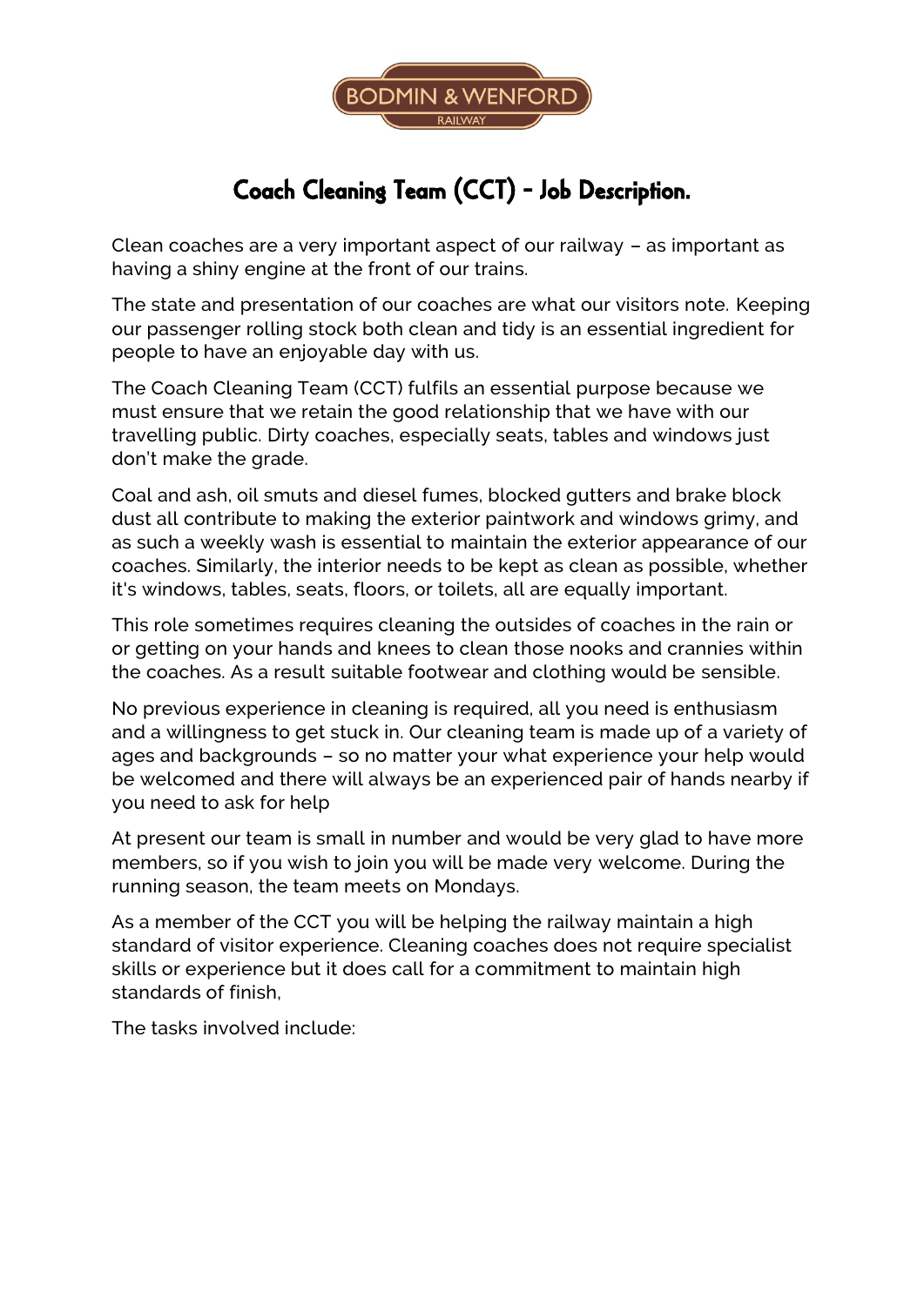BODMIN & WENFORD
RAILWAY

# Coach Cleaning Team (CCT) – Job Description.

Clean coaches are a very important aspect of our railway – as important as having a shiny engine at the front of our trains.

The state and presentation of our coaches are what our visitors note. Keeping our passenger rolling stock both clean and tidy is an essential ingredient for people to have an enjoyable day with us.

The Coach Cleaning Team (CCT) fulfils an essential purpose because we must ensure that we retain the good relationship that we have with our travelling public. Dirty coaches, especially seats, tables and windows just don't make the grade.

Coal and ash, oil smuts and diesel fumes, blocked gutters and brake block dust all contribute to making the exterior paintwork and windows grimy, and as such a weekly wash is essential to maintain the exterior appearance of our coaches. Similarly, the interior needs to be kept as clean as possible, whether it's windows, tables, seats, floors, or toilets, all are equally important.

This role sometimes requires cleaning the outsides of coaches in the rain or or getting on your hands and knees to clean those nooks and crannies within the coaches. As a result suitable footwear and clothing would be sensible.

No previous experience in cleaning is required, all you need is enthusiasm and a willingness to get stuck in. Our cleaning team is made up of a variety of ages and backgrounds – so no matter your what experience your help would be welcomed and there will always be an experienced pair of hands nearby if you need to ask for help

At present our team is small in number and would be very glad to have more members, so if you wish to join you will be made very welcome. During the running season, the team meets on Mondays.

As a member of the CCT you will be helping the railway maintain a high standard of visitor experience. Cleaning coaches does not require specialist skills or experience but it does call for a commitment to maintain high standards of finish,

The tasks involved include: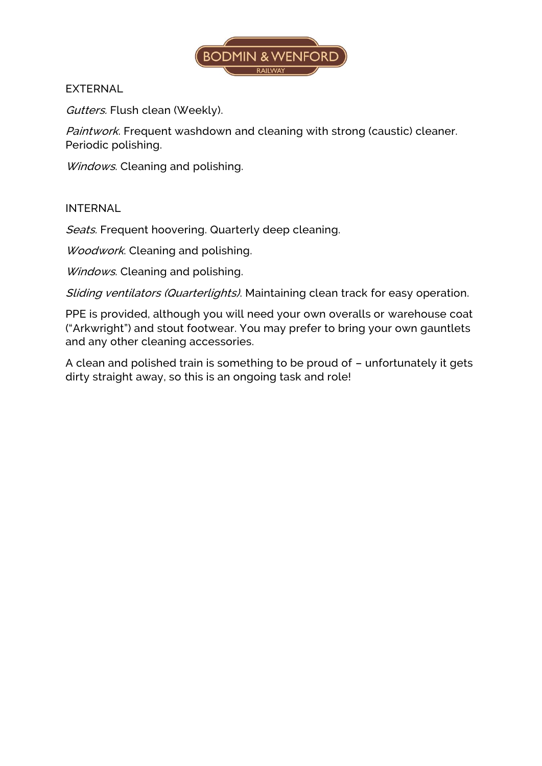EXTERNAL

*Gutters.* Flush clean (Weekly).

*Paintwork.* Frequent washdown and cleaning with strong (caustic) cleaner. Periodic polishing.

*Windows.* Cleaning and polishing.

INTERNAL

*Seats.* Frequent hoovering. Quarterly deep cleaning.

*Woodwork.* Cleaning and polishing.

*Windows.* Cleaning and polishing.

*Sliding ventilators (Quarterlights).* Maintaining clean track for easy operation.

PPE is provided, although you will need your own overalls or warehouse coat ("Arkwright") and stout footwear. You may prefer to bring your own gauntlets and any other cleaning accessories.

A clean and polished train is something to be proud of – unfortunately it gets dirty straight away, so this is an ongoing task and role!